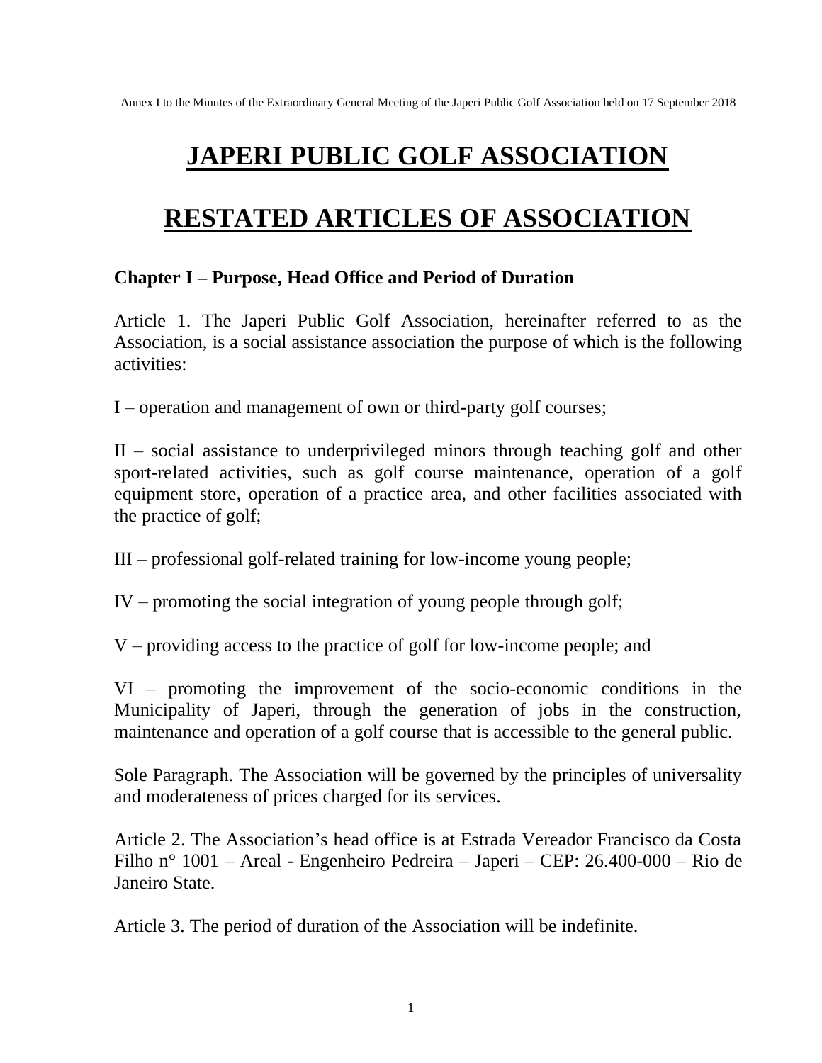Annex I to the Minutes of the Extraordinary General Meeting of the Japeri Public Golf Association held on 17 September 2018

# JAPERI PUBLIC GOLF ASSOCIATION

# RESTATED ARTICLES OF ASSOCIATION

## Chapter I – Purpose, Head Office and Period of Duration

Article 1. The Japeri Public Golf Association, hereinafter referred to as the Association, is a social assistance association the purpose of which is the following activities:

I – operation and management of own or third-party golf courses;

II – social assistance to underprivileged minors through teaching golf and other sport-related activities, such as golf course maintenance, operation of a golf equipment store, operation of a practice area, and other facilities associated with the practice of golf;

III – professional golf-related training for low-income young people;

IV – promoting the social integration of young people through golf;

V – providing access to the practice of golf for low-income people; and

VI – promoting the improvement of the socio-economic conditions in the Municipality of Japeri, through the generation of jobs in the construction, maintenance and operation of a golf course that is accessible to the general public.

Sole Paragraph. The Association will be governed by the principles of universality and moderateness of prices charged for its services.

Article 2. The Association's head office is at Estrada Vereador Francisco da Costa Filho n° 1001 – Areal - Engenheiro Pedreira – Japeri – CEP: 26.400-000 – Rio de Janeiro State.

Article 3. The period of duration of the Association will be indefinite.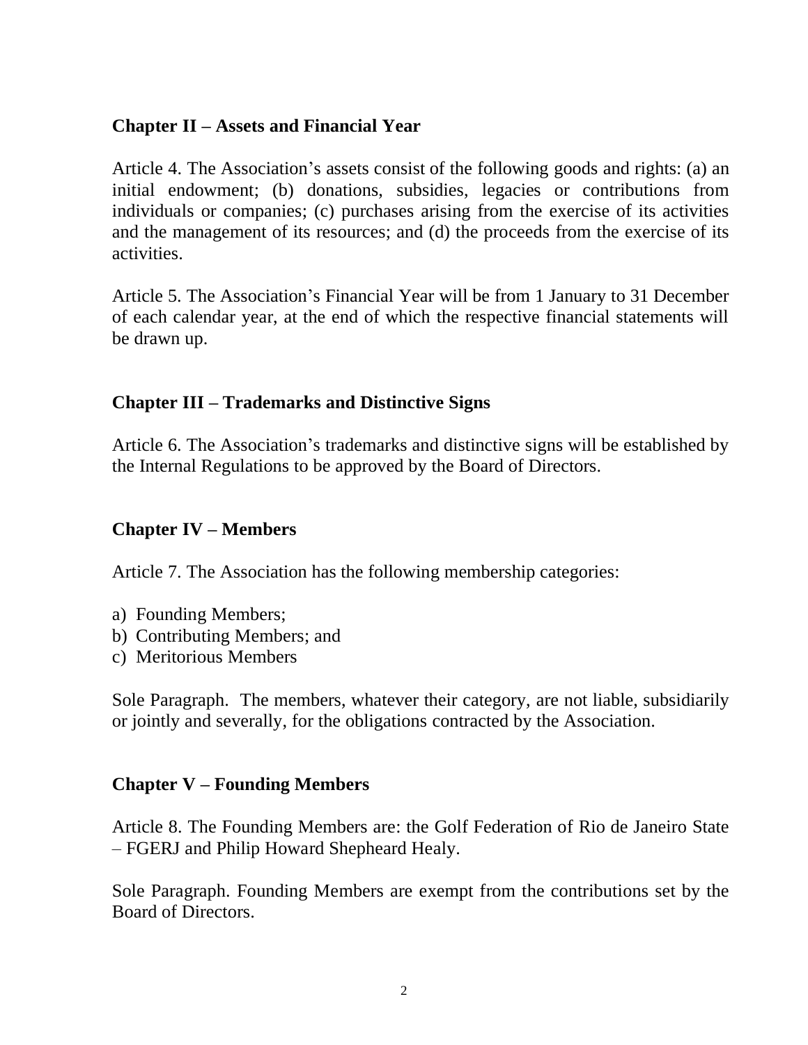## Chapter II – Assets and Financial Year

Article 4. The Association's assets consist of the following goods and rights: (a) an initial endowment; (b) donations, subsidies, legacies or contributions from individuals or companies; (c) purchases arising from the exercise of its activities and the management of its resources; and (d) the proceeds from the exercise of its activities.

Article 5. The Association's Financial Year will be from 1 January to 31 December of each calendar year, at the end of which the respective financial statements will be drawn up.

## Chapter III – Trademarks and Distinctive Signs

Article 6. The Association's trademarks and distinctive signs will be established by the Internal Regulations to be approved by the Board of Directors.

## Chapter IV – Members

Article 7. The Association has the following membership categories:

a) Founding Members;
b) Contributing Members; and
c) Meritorious Members

Sole Paragraph. The members, whatever their category, are not liable, subsidiarily or jointly and severally, for the obligations contracted by the Association.

## Chapter V – Founding Members

Article 8. The Founding Members are: the Golf Federation of Rio de Janeiro State – FGERJ and Philip Howard Shepheard Healy.

Sole Paragraph. Founding Members are exempt from the contributions set by the Board of Directors.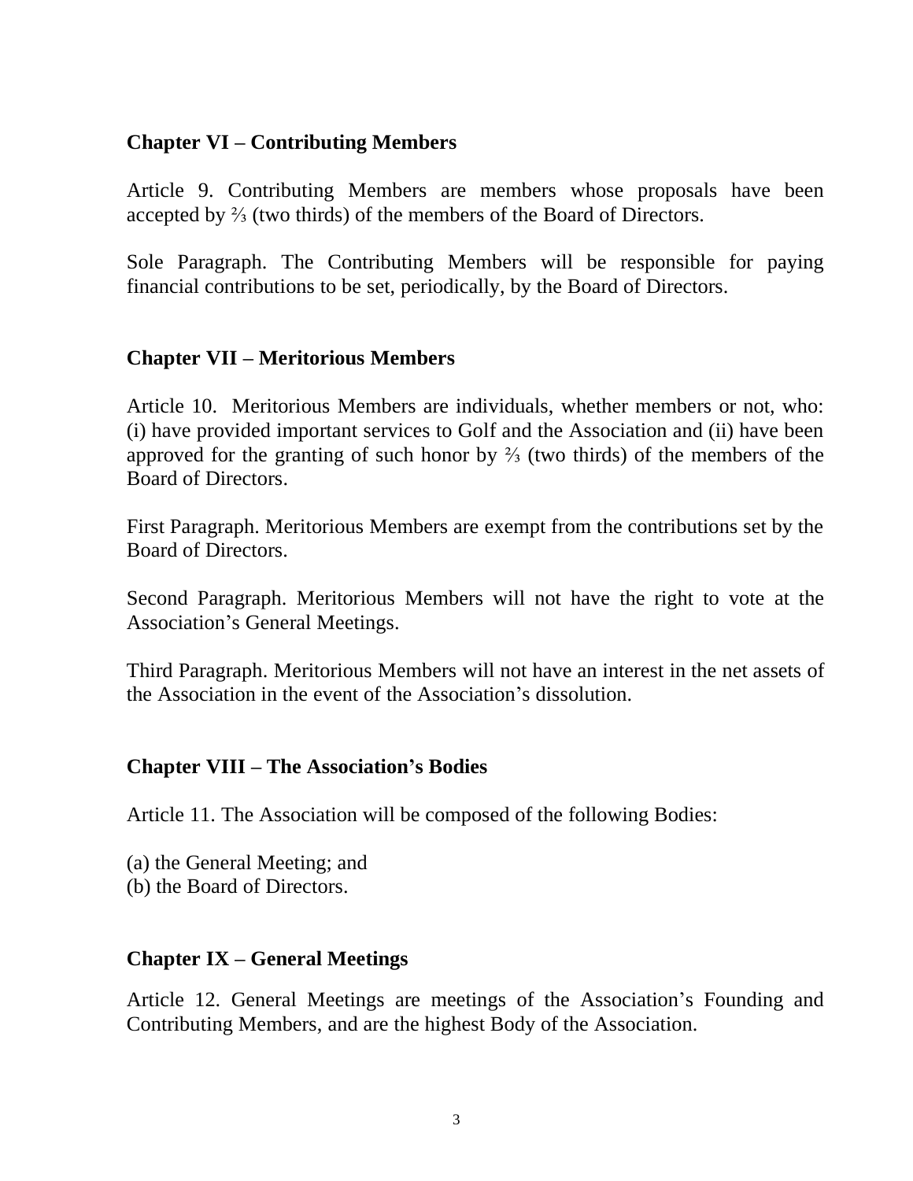## Chapter VI – Contributing Members

Article 9. Contributing Members are members whose proposals have been accepted by ⅔ (two thirds) of the members of the Board of Directors.

Sole Paragraph. The Contributing Members will be responsible for paying financial contributions to be set, periodically, by the Board of Directors.

## Chapter VII – Meritorious Members

Article 10. Meritorious Members are individuals, whether members or not, who: (i) have provided important services to Golf and the Association and (ii) have been approved for the granting of such honor by ⅔ (two thirds) of the members of the Board of Directors.

First Paragraph. Meritorious Members are exempt from the contributions set by the Board of Directors.

Second Paragraph. Meritorious Members will not have the right to vote at the Association's General Meetings.

Third Paragraph. Meritorious Members will not have an interest in the net assets of the Association in the event of the Association's dissolution.

## Chapter VIII – The Association's Bodies

Article 11. The Association will be composed of the following Bodies:

(a) the General Meeting; and
(b) the Board of Directors.

## Chapter IX – General Meetings

Article 12. General Meetings are meetings of the Association's Founding and Contributing Members, and are the highest Body of the Association.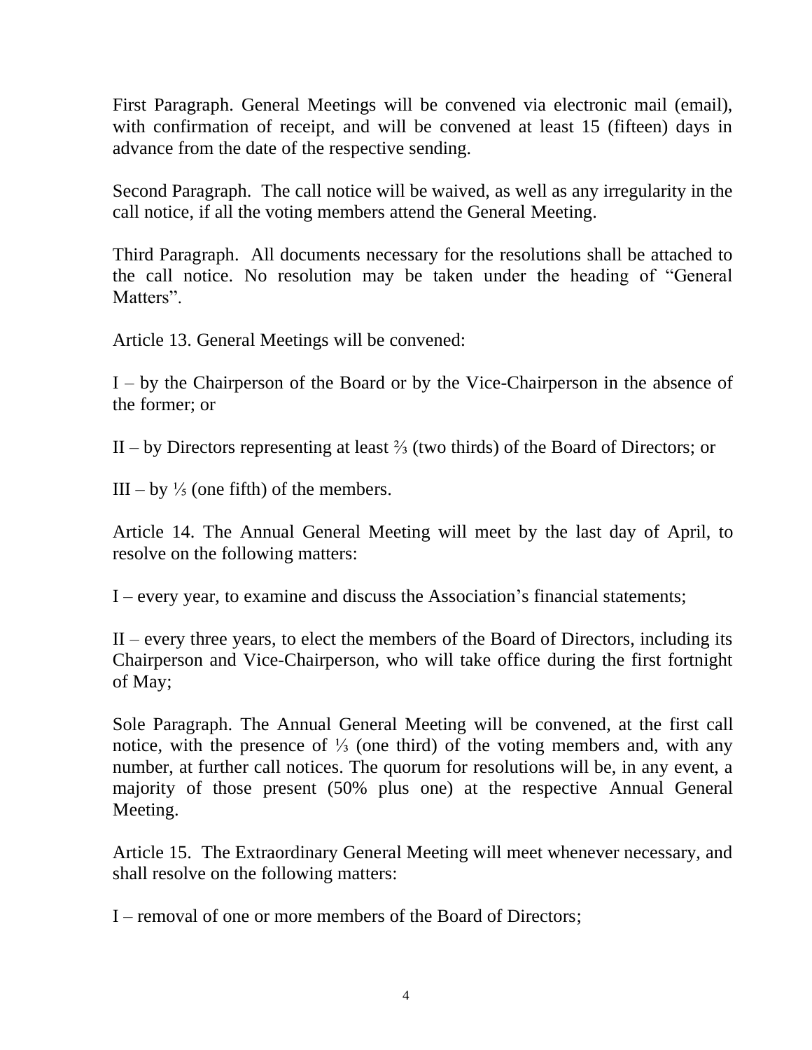First Paragraph. General Meetings will be convened via electronic mail (email), with confirmation of receipt, and will be convened at least 15 (fifteen) days in advance from the date of the respective sending.

Second Paragraph. The call notice will be waived, as well as any irregularity in the call notice, if all the voting members attend the General Meeting.

Third Paragraph. All documents necessary for the resolutions shall be attached to the call notice. No resolution may be taken under the heading of "General Matters".

Article 13. General Meetings will be convened:

I – by the Chairperson of the Board or by the Vice-Chairperson in the absence of the former; or

II – by Directors representing at least ⅔ (two thirds) of the Board of Directors; or

III – by ⅕ (one fifth) of the members.

Article 14. The Annual General Meeting will meet by the last day of April, to resolve on the following matters:

I – every year, to examine and discuss the Association's financial statements;

II – every three years, to elect the members of the Board of Directors, including its Chairperson and Vice-Chairperson, who will take office during the first fortnight of May;

Sole Paragraph. The Annual General Meeting will be convened, at the first call notice, with the presence of ⅓ (one third) of the voting members and, with any number, at further call notices. The quorum for resolutions will be, in any event, a majority of those present (50% plus one) at the respective Annual General Meeting.

Article 15. The Extraordinary General Meeting will meet whenever necessary, and shall resolve on the following matters:

I – removal of one or more members of the Board of Directors;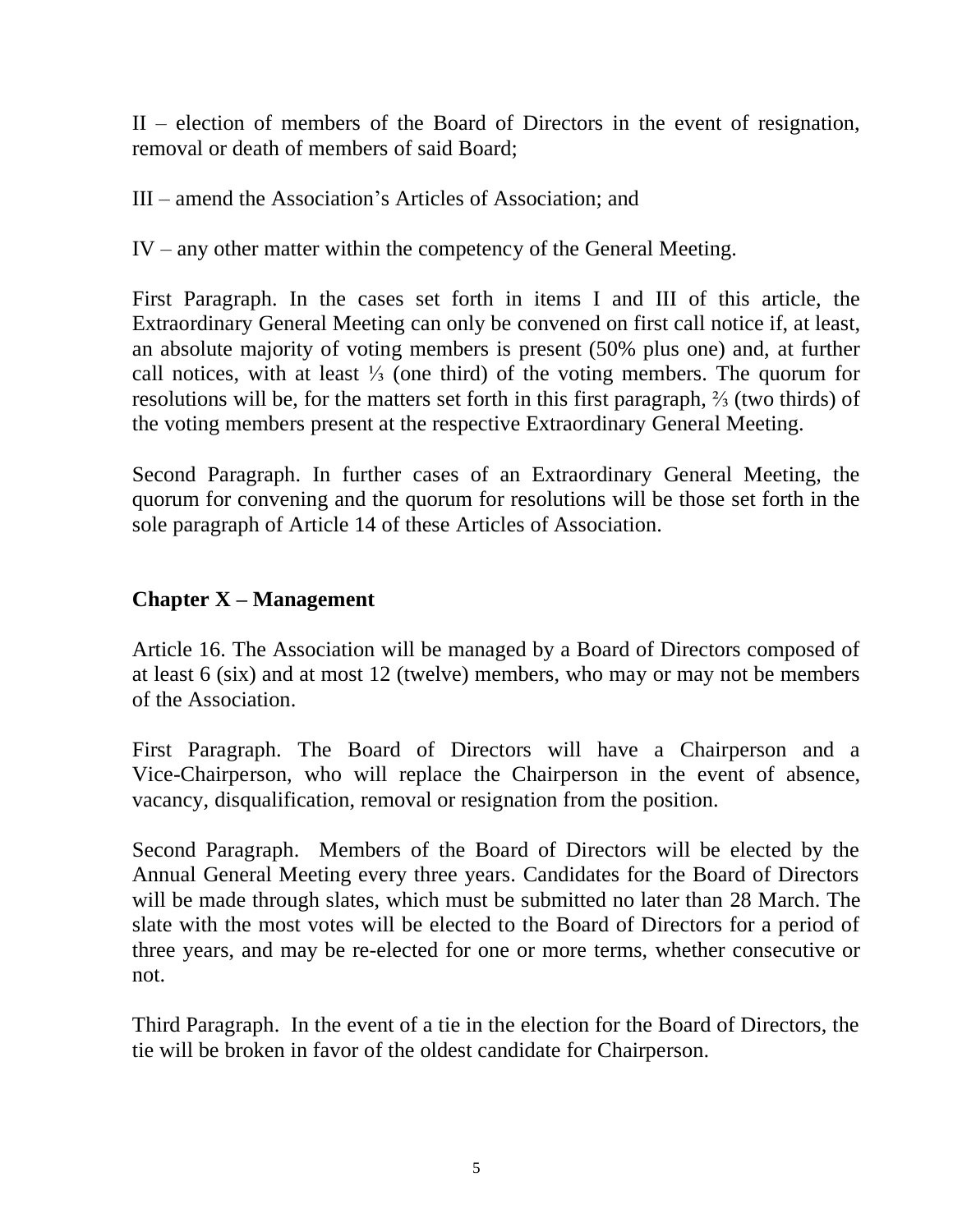II – election of members of the Board of Directors in the event of resignation, removal or death of members of said Board;

III – amend the Association's Articles of Association; and

IV – any other matter within the competency of the General Meeting.

First Paragraph. In the cases set forth in items I and III of this article, the Extraordinary General Meeting can only be convened on first call notice if, at least, an absolute majority of voting members is present (50% plus one) and, at further call notices, with at least ⅓ (one third) of the voting members. The quorum for resolutions will be, for the matters set forth in this first paragraph, ⅔ (two thirds) of the voting members present at the respective Extraordinary General Meeting.

Second Paragraph. In further cases of an Extraordinary General Meeting, the quorum for convening and the quorum for resolutions will be those set forth in the sole paragraph of Article 14 of these Articles of Association.

## Chapter X – Management

Article 16. The Association will be managed by a Board of Directors composed of at least 6 (six) and at most 12 (twelve) members, who may or may not be members of the Association.

First Paragraph. The Board of Directors will have a Chairperson and a Vice-Chairperson, who will replace the Chairperson in the event of absence, vacancy, disqualification, removal or resignation from the position.

Second Paragraph. Members of the Board of Directors will be elected by the Annual General Meeting every three years. Candidates for the Board of Directors will be made through slates, which must be submitted no later than 28 March. The slate with the most votes will be elected to the Board of Directors for a period of three years, and may be re-elected for one or more terms, whether consecutive or not.

Third Paragraph. In the event of a tie in the election for the Board of Directors, the tie will be broken in favor of the oldest candidate for Chairperson.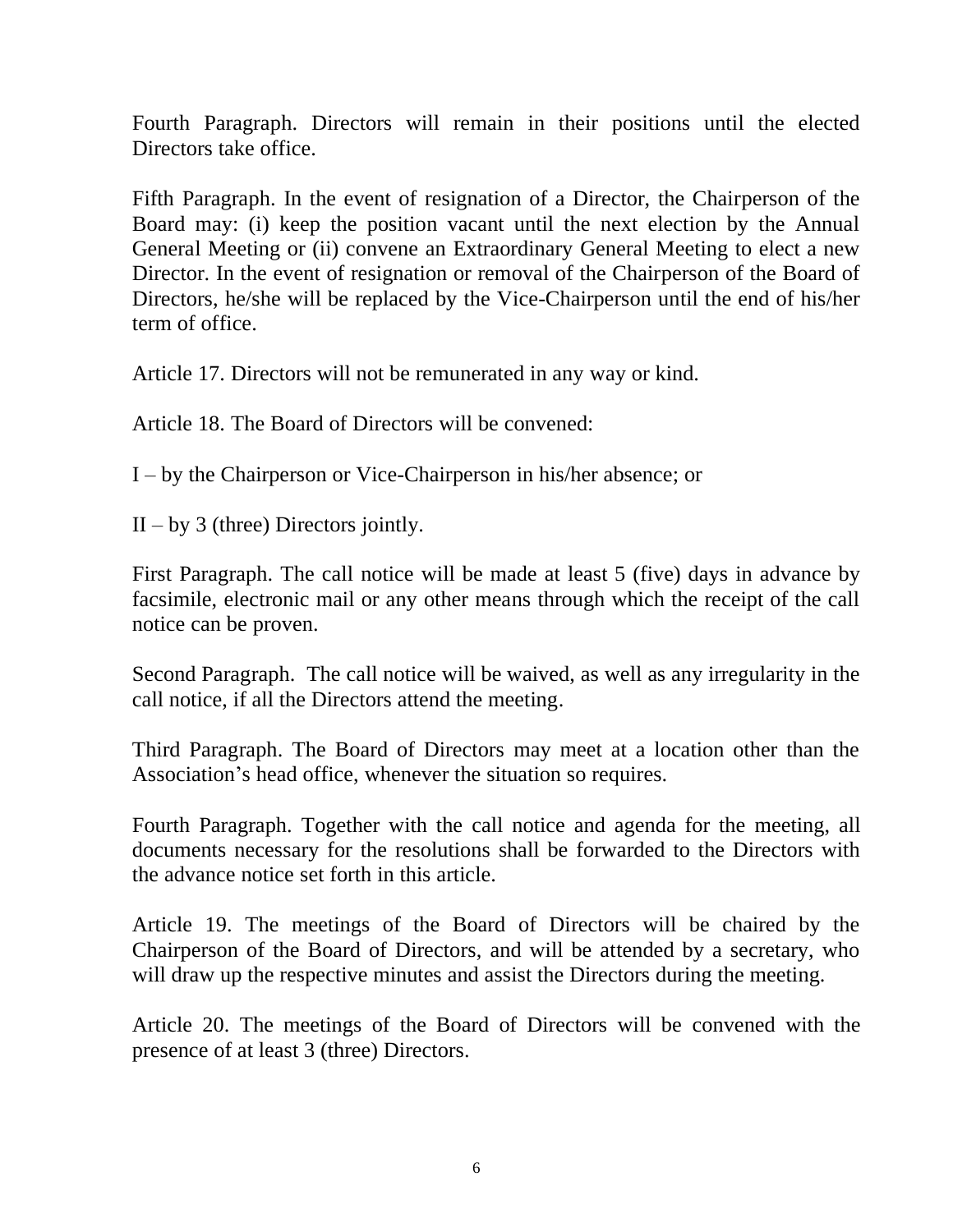Fourth Paragraph. Directors will remain in their positions until the elected Directors take office.

Fifth Paragraph. In the event of resignation of a Director, the Chairperson of the Board may: (i) keep the position vacant until the next election by the Annual General Meeting or (ii) convene an Extraordinary General Meeting to elect a new Director. In the event of resignation or removal of the Chairperson of the Board of Directors, he/she will be replaced by the Vice-Chairperson until the end of his/her term of office.

Article 17. Directors will not be remunerated in any way or kind.

Article 18. The Board of Directors will be convened:

I – by the Chairperson or Vice-Chairperson in his/her absence; or

II – by 3 (three) Directors jointly.

First Paragraph. The call notice will be made at least 5 (five) days in advance by facsimile, electronic mail or any other means through which the receipt of the call notice can be proven.

Second Paragraph. The call notice will be waived, as well as any irregularity in the call notice, if all the Directors attend the meeting.

Third Paragraph. The Board of Directors may meet at a location other than the Association's head office, whenever the situation so requires.

Fourth Paragraph. Together with the call notice and agenda for the meeting, all documents necessary for the resolutions shall be forwarded to the Directors with the advance notice set forth in this article.

Article 19. The meetings of the Board of Directors will be chaired by the Chairperson of the Board of Directors, and will be attended by a secretary, who will draw up the respective minutes and assist the Directors during the meeting.

Article 20. The meetings of the Board of Directors will be convened with the presence of at least 3 (three) Directors.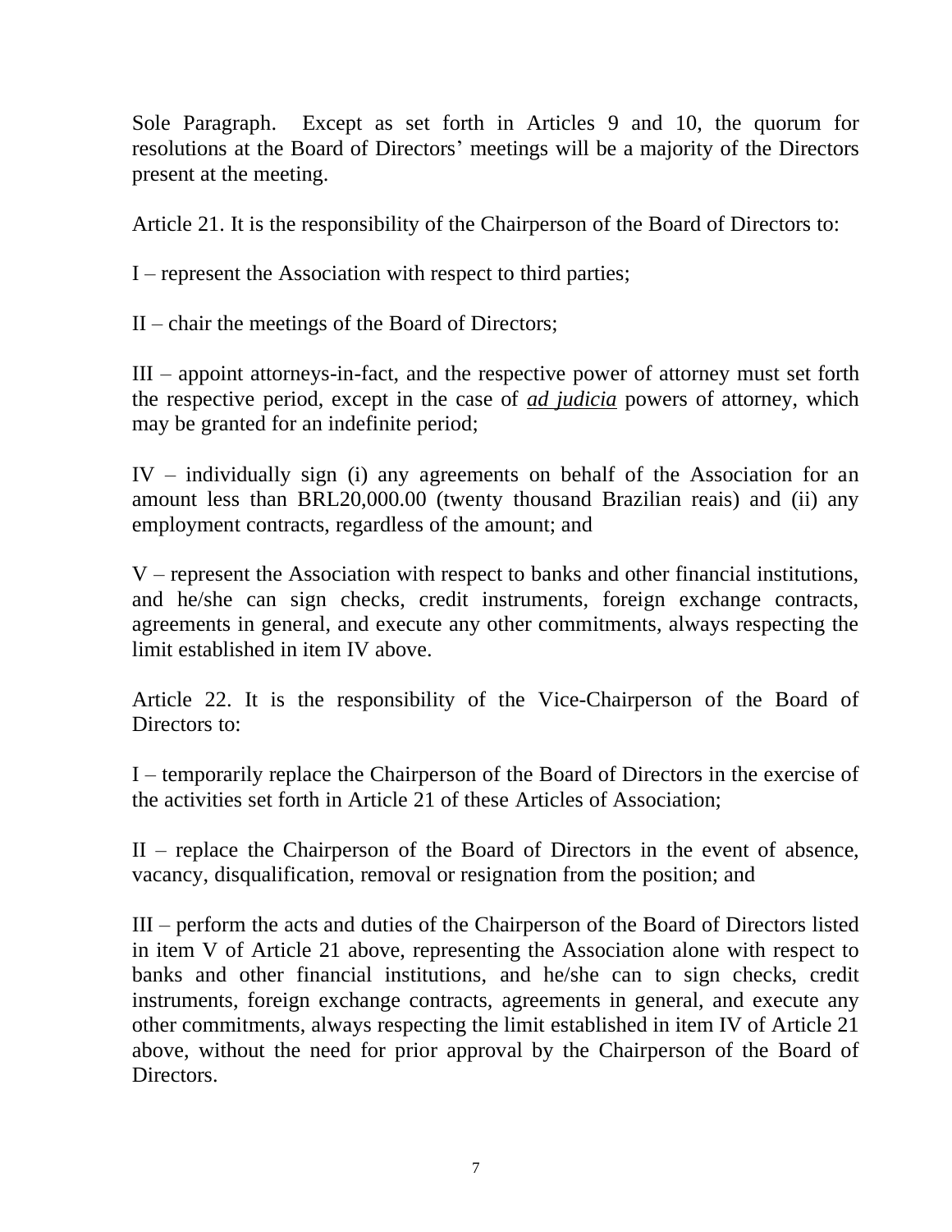Sole Paragraph. Except as set forth in Articles 9 and 10, the quorum for resolutions at the Board of Directors' meetings will be a majority of the Directors present at the meeting.

Article 21. It is the responsibility of the Chairperson of the Board of Directors to:

I – represent the Association with respect to third parties;

II – chair the meetings of the Board of Directors;

III – appoint attorneys-in-fact, and the respective power of attorney must set forth the respective period, except in the case of ***ad judicia*** powers of attorney, which may be granted for an indefinite period;

IV – individually sign (i) any agreements on behalf of the Association for an amount less than BRL20,000.00 (twenty thousand Brazilian reais) and (ii) any employment contracts, regardless of the amount; and

V – represent the Association with respect to banks and other financial institutions, and he/she can sign checks, credit instruments, foreign exchange contracts, agreements in general, and execute any other commitments, always respecting the limit established in item IV above.

Article 22. It is the responsibility of the Vice-Chairperson of the Board of Directors to:

I – temporarily replace the Chairperson of the Board of Directors in the exercise of the activities set forth in Article 21 of these Articles of Association;

II – replace the Chairperson of the Board of Directors in the event of absence, vacancy, disqualification, removal or resignation from the position; and

III – perform the acts and duties of the Chairperson of the Board of Directors listed in item V of Article 21 above, representing the Association alone with respect to banks and other financial institutions, and he/she can to sign checks, credit instruments, foreign exchange contracts, agreements in general, and execute any other commitments, always respecting the limit established in item IV of Article 21 above, without the need for prior approval by the Chairperson of the Board of Directors.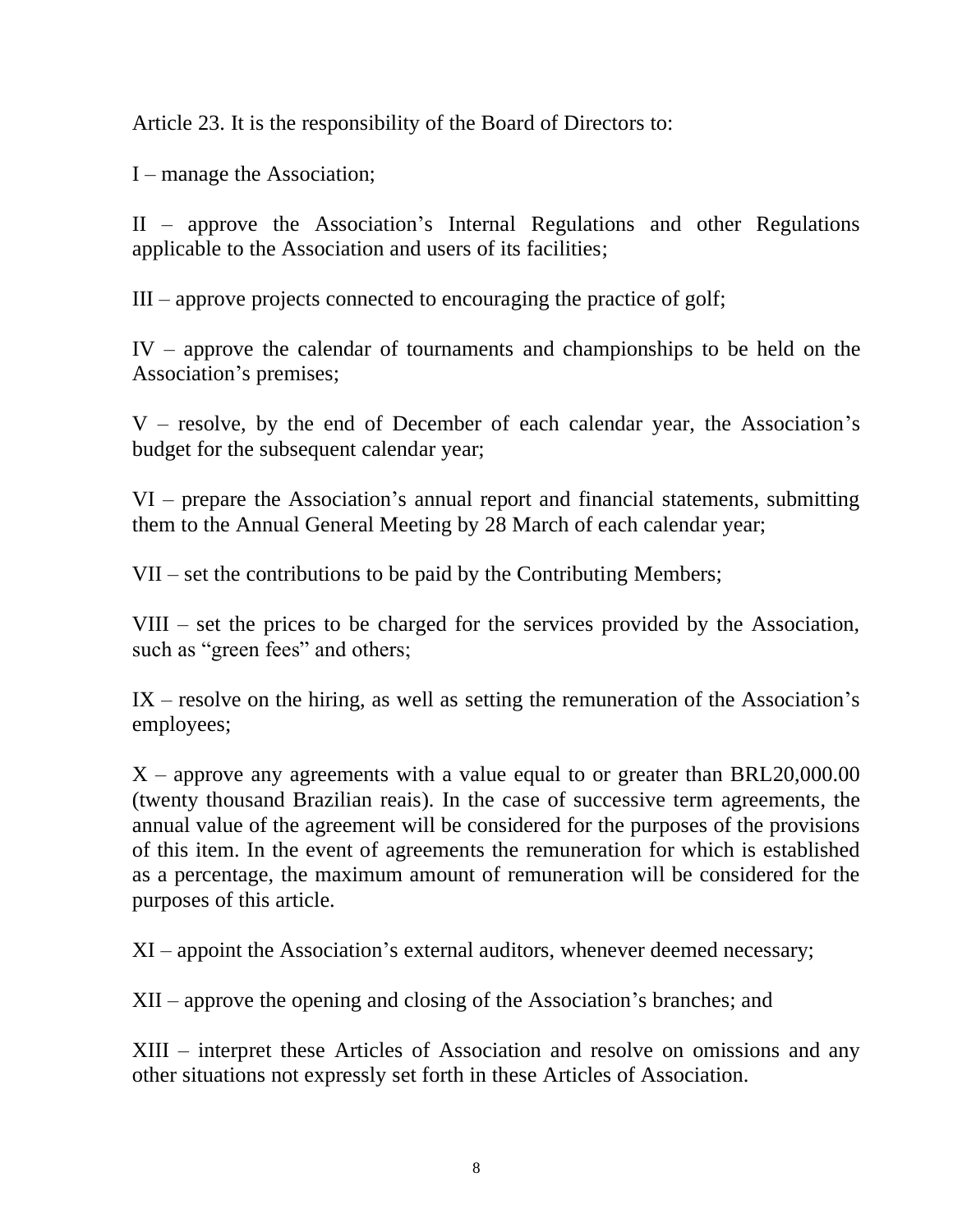Article 23. It is the responsibility of the Board of Directors to:

I – manage the Association;

II – approve the Association's Internal Regulations and other Regulations applicable to the Association and users of its facilities;

III – approve projects connected to encouraging the practice of golf;

IV – approve the calendar of tournaments and championships to be held on the Association's premises;

V – resolve, by the end of December of each calendar year, the Association's budget for the subsequent calendar year;

VI – prepare the Association's annual report and financial statements, submitting them to the Annual General Meeting by 28 March of each calendar year;

VII – set the contributions to be paid by the Contributing Members;

VIII – set the prices to be charged for the services provided by the Association, such as "green fees" and others;

IX – resolve on the hiring, as well as setting the remuneration of the Association's employees;

X – approve any agreements with a value equal to or greater than BRL20,000.00 (twenty thousand Brazilian reais). In the case of successive term agreements, the annual value of the agreement will be considered for the purposes of the provisions of this item. In the event of agreements the remuneration for which is established as a percentage, the maximum amount of remuneration will be considered for the purposes of this article.

XI – appoint the Association's external auditors, whenever deemed necessary;

XII – approve the opening and closing of the Association's branches; and

XIII – interpret these Articles of Association and resolve on omissions and any other situations not expressly set forth in these Articles of Association.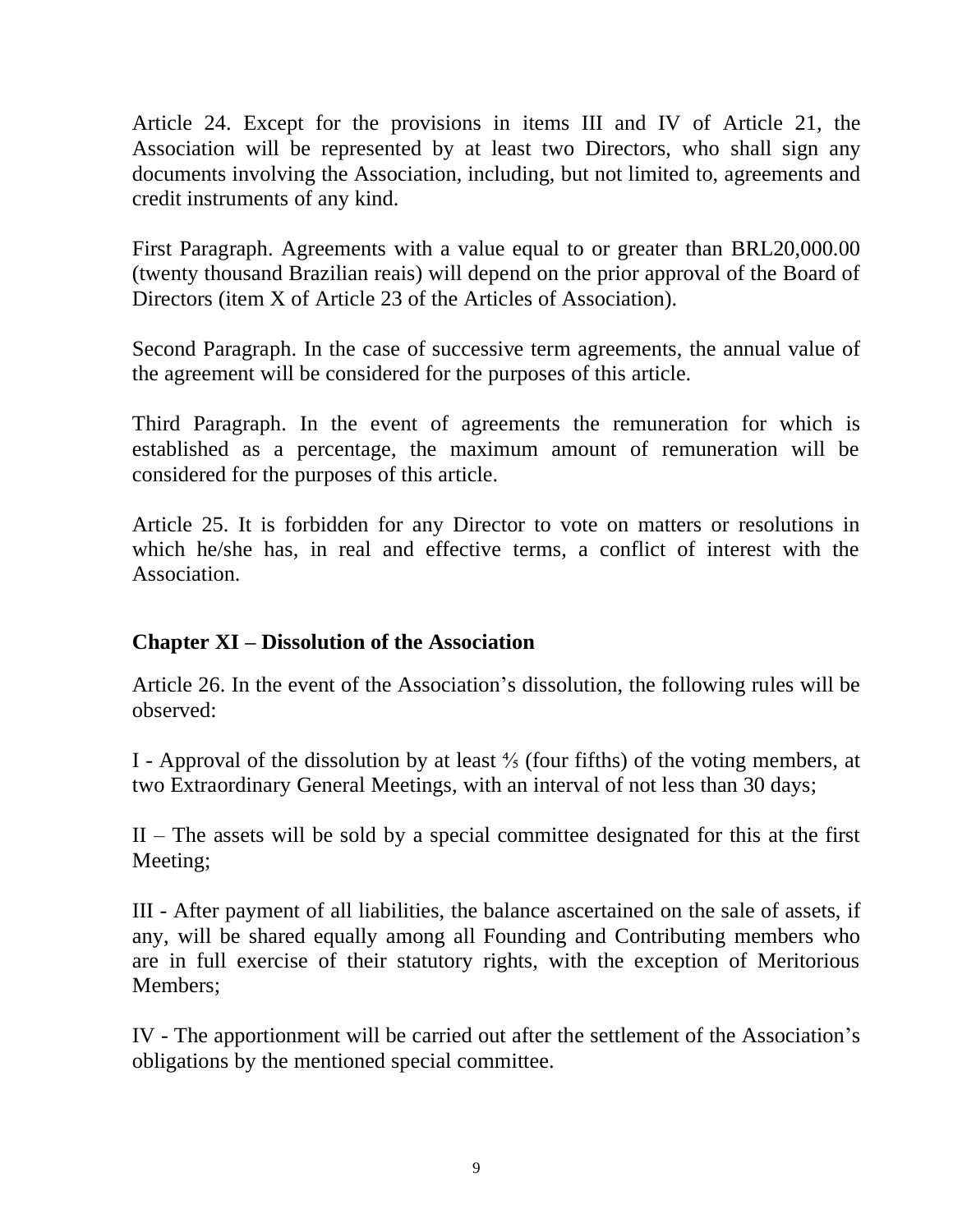Article 24. Except for the provisions in items III and IV of Article 21, the Association will be represented by at least two Directors, who shall sign any documents involving the Association, including, but not limited to, agreements and credit instruments of any kind.

First Paragraph. Agreements with a value equal to or greater than BRL20,000.00 (twenty thousand Brazilian reais) will depend on the prior approval of the Board of Directors (item X of Article 23 of the Articles of Association).

Second Paragraph. In the case of successive term agreements, the annual value of the agreement will be considered for the purposes of this article.

Third Paragraph. In the event of agreements the remuneration for which is established as a percentage, the maximum amount of remuneration will be considered for the purposes of this article.

Article 25. It is forbidden for any Director to vote on matters or resolutions in which he/she has, in real and effective terms, a conflict of interest with the Association.

## Chapter XI – Dissolution of the Association

Article 26. In the event of the Association's dissolution, the following rules will be observed:

I - Approval of the dissolution by at least ⅘ (four fifths) of the voting members, at two Extraordinary General Meetings, with an interval of not less than 30 days;

II – The assets will be sold by a special committee designated for this at the first Meeting;

III - After payment of all liabilities, the balance ascertained on the sale of assets, if any, will be shared equally among all Founding and Contributing members who are in full exercise of their statutory rights, with the exception of Meritorious Members;

IV - The apportionment will be carried out after the settlement of the Association's obligations by the mentioned special committee.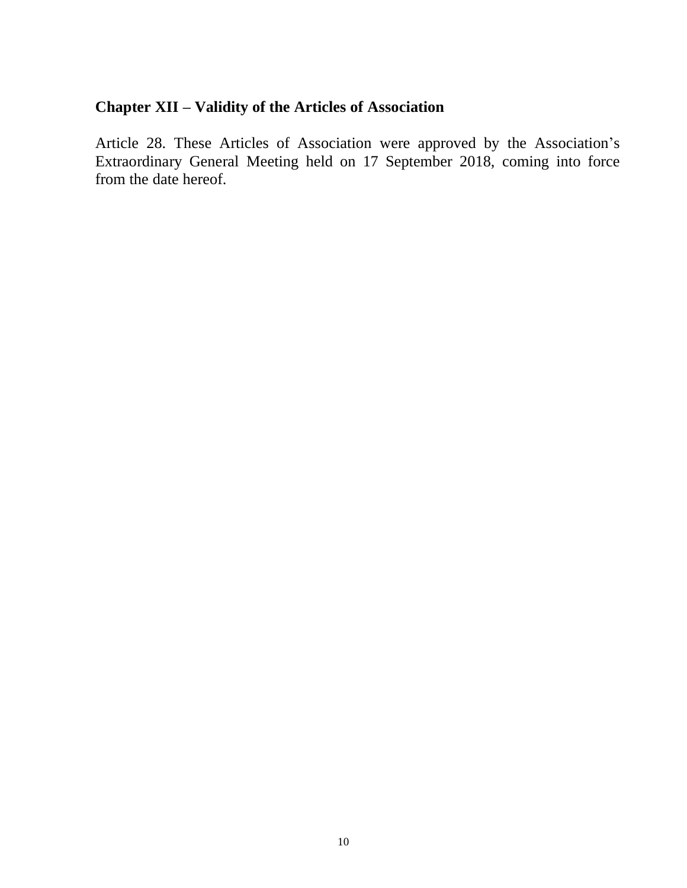## Chapter XII – Validity of the Articles of Association

Article 28. These Articles of Association were approved by the Association's Extraordinary General Meeting held on 17 September 2018, coming into force from the date hereof.